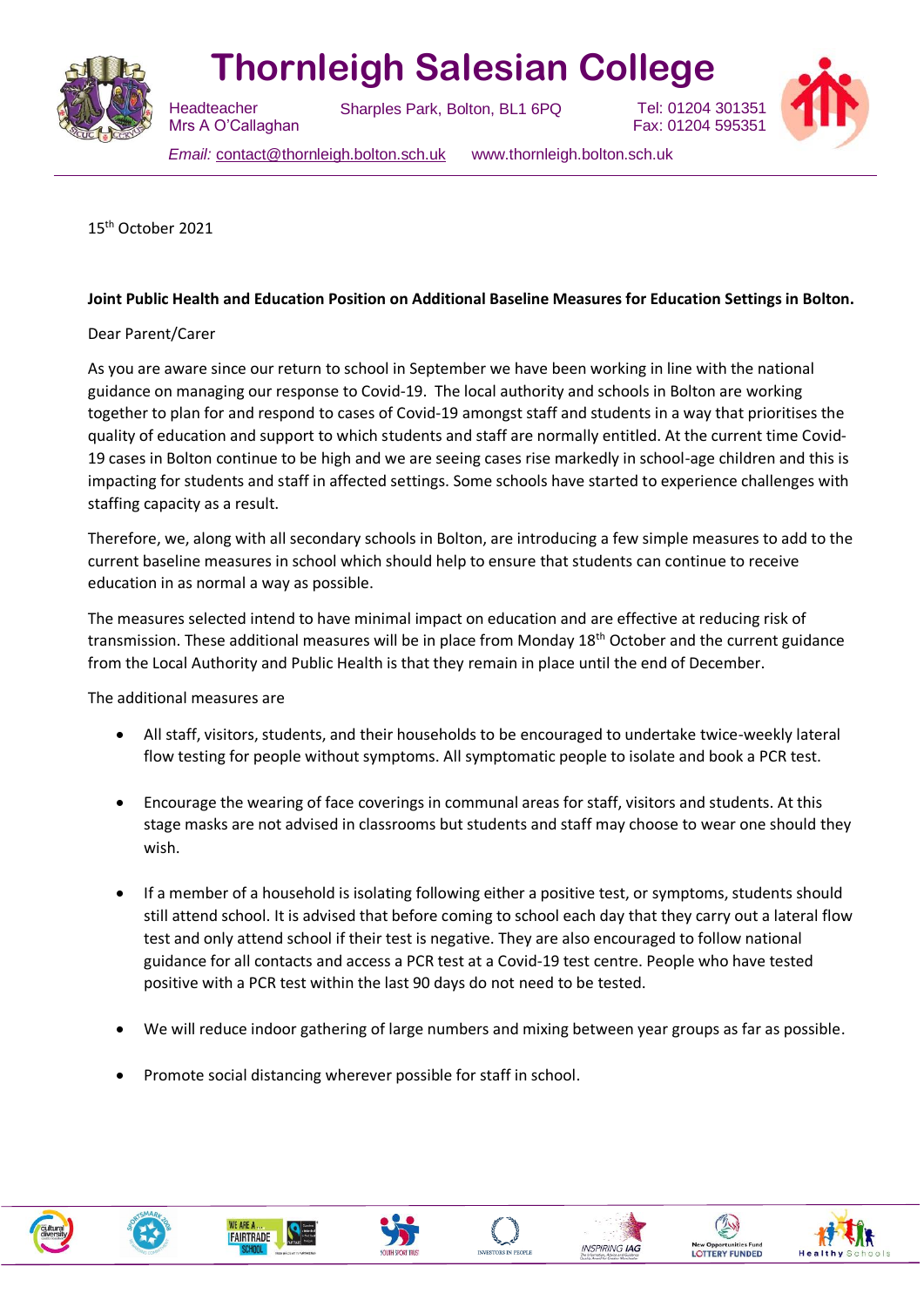# Thornleigh Salesian College

Headteacher
Mrs A O'Callaghan

Sharples Park, Bolton, BL1 6PQ

Tel: 01204 301351
Fax: 01204 595351

*Email:* contact@thornleigh.bolton.sch.uk www.thornleigh.bolton.sch.uk

15th October 2021

**Joint Public Health and Education Position on Additional Baseline Measures for Education Settings in Bolton.**

Dear Parent/Carer

As you are aware since our return to school in September we have been working in line with the national guidance on managing our response to Covid-19. The local authority and schools in Bolton are working together to plan for and respond to cases of Covid-19 amongst staff and students in a way that prioritises the quality of education and support to which students and staff are normally entitled. At the current time Covid-19 cases in Bolton continue to be high and we are seeing cases rise markedly in school-age children and this is impacting for students and staff in affected settings. Some schools have started to experience challenges with staffing capacity as a result.

Therefore, we, along with all secondary schools in Bolton, are introducing a few simple measures to add to the current baseline measures in school which should help to ensure that students can continue to receive education in as normal a way as possible.

The measures selected intend to have minimal impact on education and are effective at reducing risk of transmission. These additional measures will be in place from Monday 18th October and the current guidance from the Local Authority and Public Health is that they remain in place until the end of December.

The additional measures are

- All staff, visitors, students, and their households to be encouraged to undertake twice-weekly lateral flow testing for people without symptoms. All symptomatic people to isolate and book a PCR test.
- Encourage the wearing of face coverings in communal areas for staff, visitors and students. At this stage masks are not advised in classrooms but students and staff may choose to wear one should they wish.
- If a member of a household is isolating following either a positive test, or symptoms, students should still attend school. It is advised that before coming to school each day that they carry out a lateral flow test and only attend school if their test is negative. They are also encouraged to follow national guidance for all contacts and access a PCR test at a Covid-19 test centre. People who have tested positive with a PCR test within the last 90 days do not need to be tested.
- We will reduce indoor gathering of large numbers and mixing between year groups as far as possible.
- Promote social distancing wherever possible for staff in school.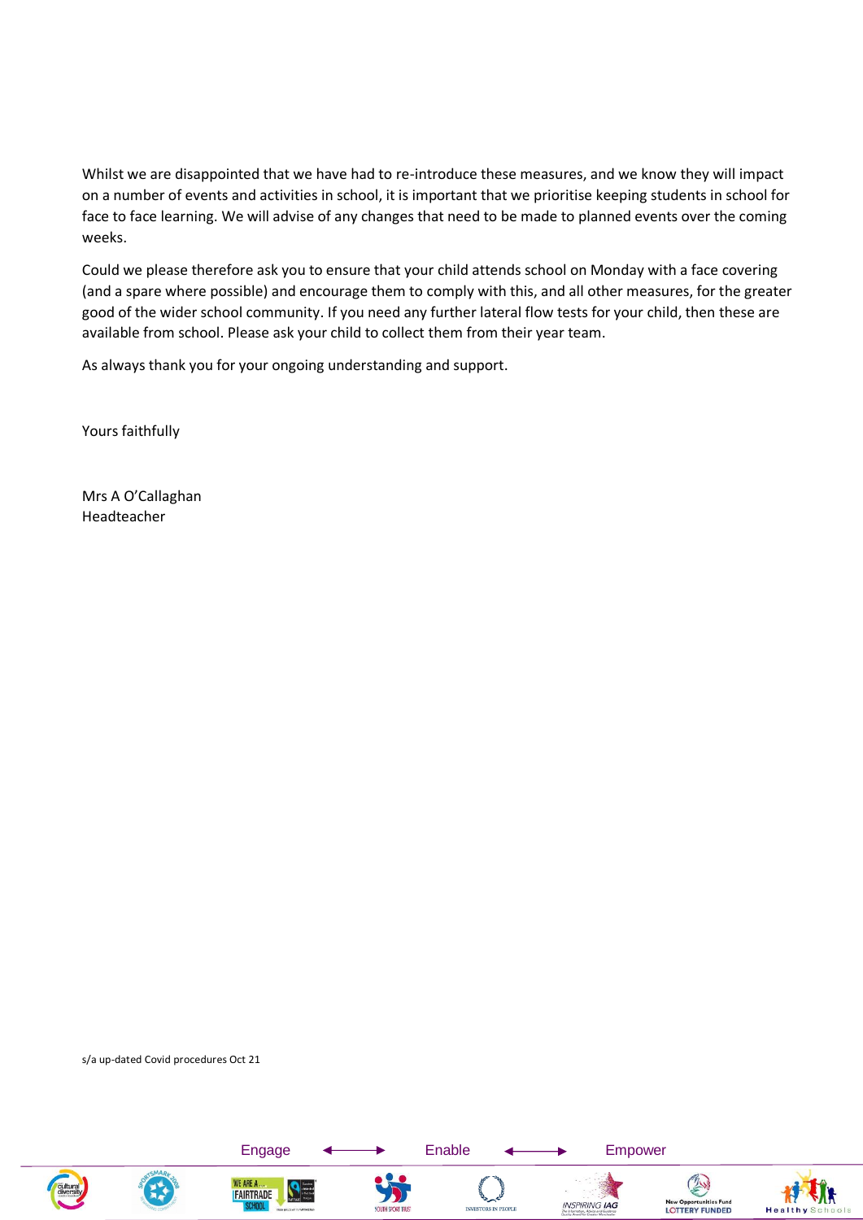Whilst we are disappointed that we have had to re-introduce these measures, and we know they will impact on a number of events and activities in school, it is important that we prioritise keeping students in school for face to face learning. We will advise of any changes that need to be made to planned events over the coming weeks.

Could we please therefore ask you to ensure that your child attends school on Monday with a face covering (and a spare where possible) and encourage them to comply with this, and all other measures, for the greater good of the wider school community. If you need any further lateral flow tests for your child, then these are available from school. Please ask your child to collect them from their year team.

As always thank you for your ongoing understanding and support.

Yours faithfully

Mrs A O'Callaghan
Headteacher

s/a up-dated Covid procedures Oct 21